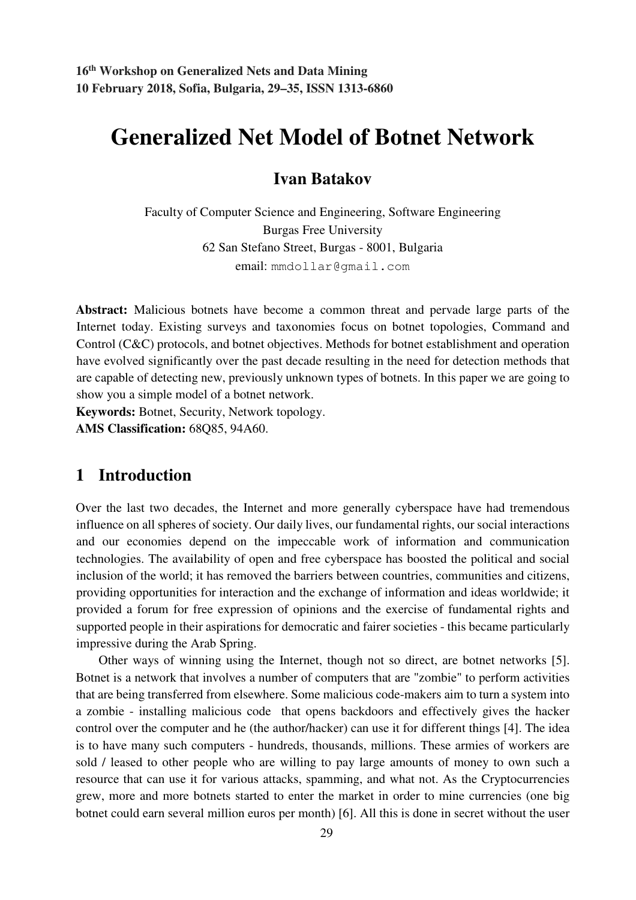# Generalized Net Model of Botnet Network

**Ivan Batakov**

Faculty of Computer Science and Engineering, Software Engineering
Burgas Free University
62 San Stefano Street, Burgas - 8001, Bulgaria
email: mmdollar@gmail.com

**Abstract:** Malicious botnets have become a common threat and pervade large parts of the Internet today. Existing surveys and taxonomies focus on botnet topologies, Command and Control (C&C) protocols, and botnet objectives. Methods for botnet establishment and operation have evolved significantly over the past decade resulting in the need for detection methods that are capable of detecting new, previously unknown types of botnets. In this paper we are going to show you a simple model of a botnet network.

**Keywords:** Botnet, Security, Network topology.

**AMS Classification:** 68Q85, 94A60.

## 1 Introduction

Over the last two decades, the Internet and more generally cyberspace have had tremendous influence on all spheres of society. Our daily lives, our fundamental rights, our social interactions and our economies depend on the impeccable work of information and communication technologies. The availability of open and free cyberspace has boosted the political and social inclusion of the world; it has removed the barriers between countries, communities and citizens, providing opportunities for interaction and the exchange of information and ideas worldwide; it provided a forum for free expression of opinions and the exercise of fundamental rights and supported people in their aspirations for democratic and fairer societies - this became particularly impressive during the Arab Spring.

Other ways of winning using the Internet, though not so direct, are botnet networks [5]. Botnet is a network that involves a number of computers that are "zombie" to perform activities that are being transferred from elsewhere. Some malicious code-makers aim to turn a system into a zombie - installing malicious code that opens backdoors and effectively gives the hacker control over the computer and he (the author/hacker) can use it for different things [4]. The idea is to have many such computers - hundreds, thousands, millions. These armies of workers are sold / leased to other people who are willing to pay large amounts of money to own such a resource that can use it for various attacks, spamming, and what not. As the Cryptocurrencies grew, more and more botnets started to enter the market in order to mine currencies (one big botnet could earn several million euros per month) [6]. All this is done in secret without the user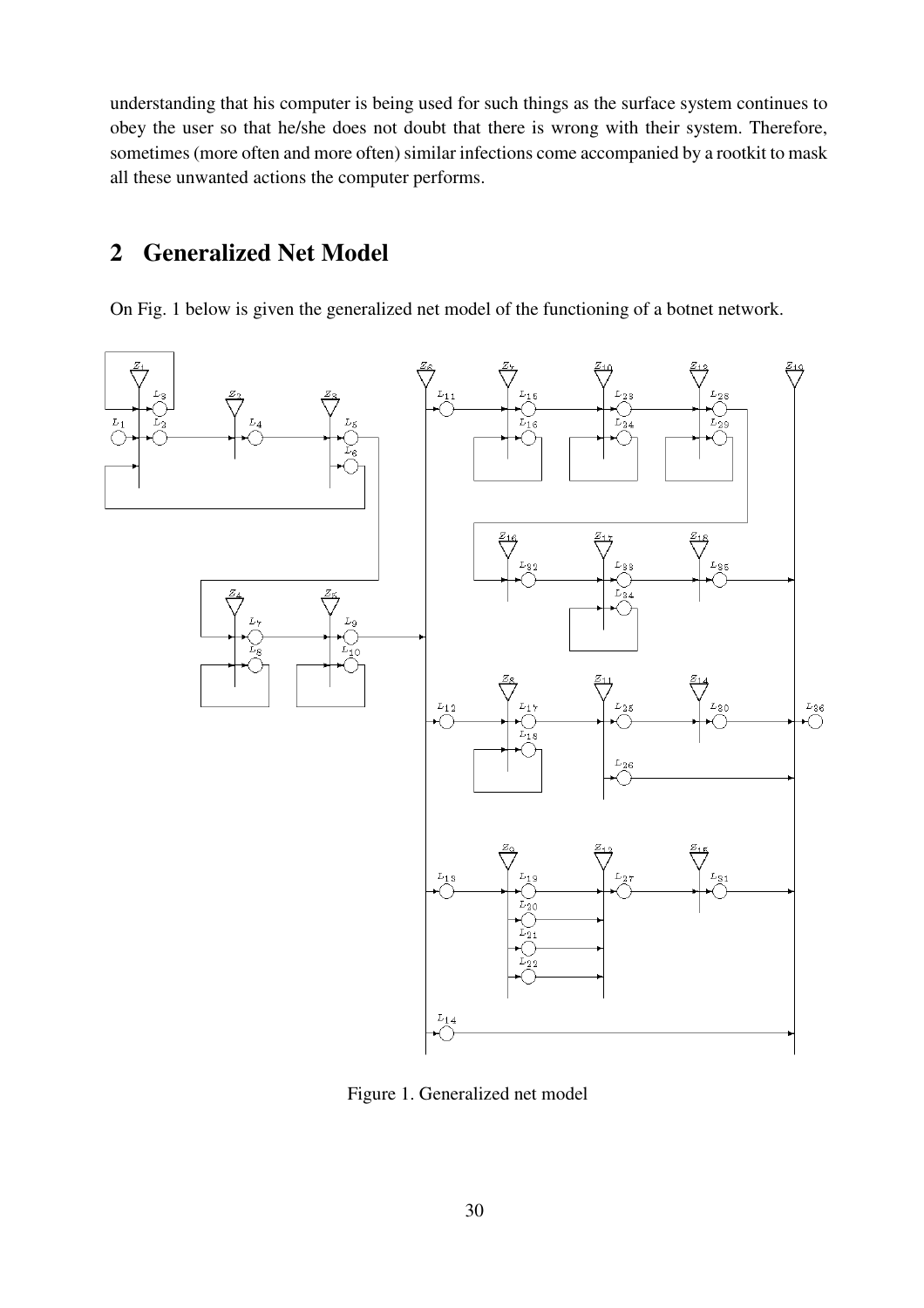understanding that his computer is being used for such things as the surface system continues to obey the user so that he/she does not doubt that there is wrong with their system. Therefore, sometimes (more often and more often) similar infections come accompanied by a rootkit to mask all these unwanted actions the computer performs.

## 2 Generalized Net Model

On Fig. 1 below is given the generalized net model of the functioning of a botnet network.

Figure 1. Generalized net model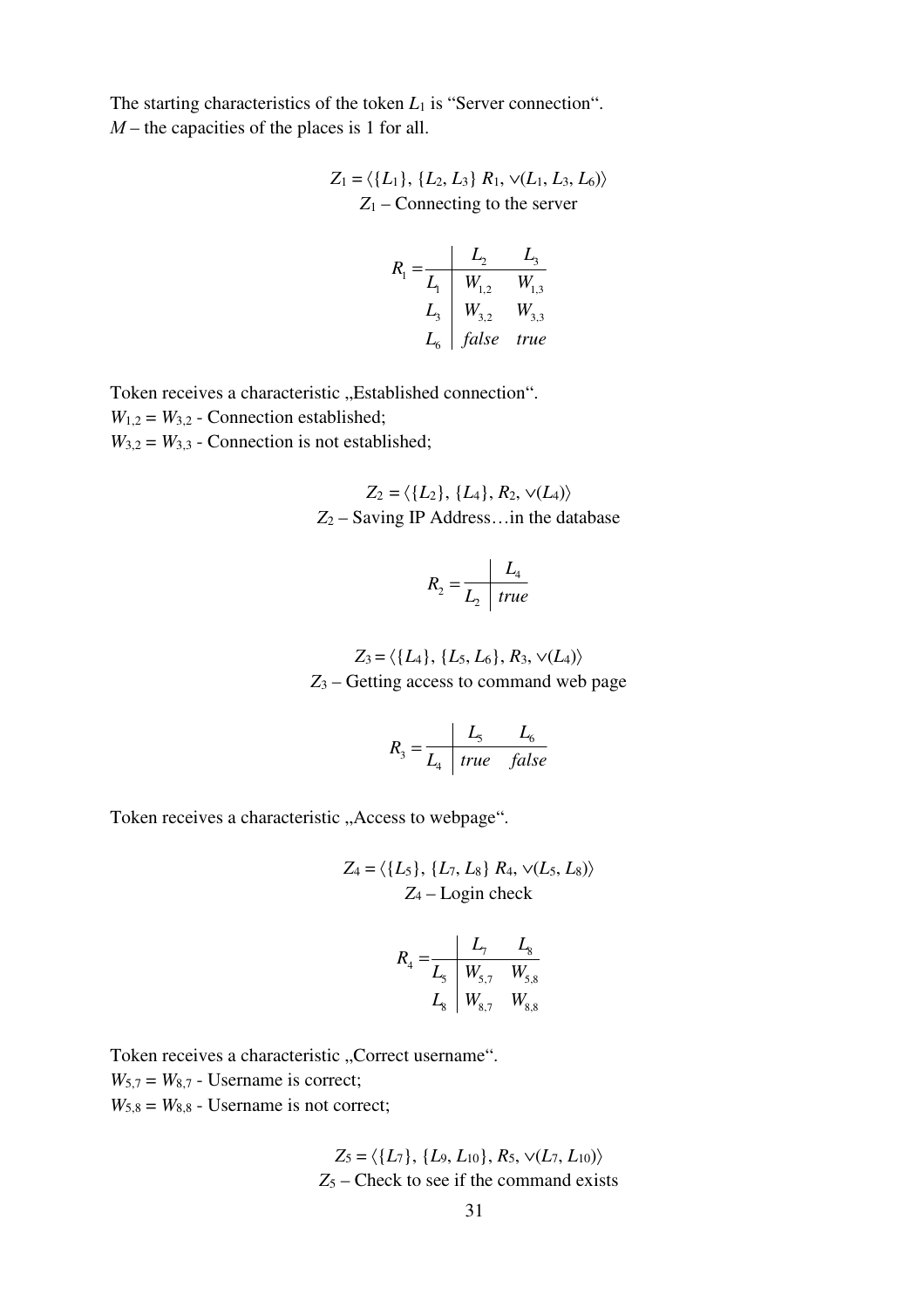The starting characteristics of the token $L_1$ is "Server connection".
$M$ – the capacities of the places is 1 for all.

$$Z_1 = \langle \{L_1\}, \{L_2, L_3\} \ R_1, \vee(L_1, L_3, L_6)\rangle$$

$Z_1$ – Connecting to the server

$$R_1 = \begin{array}{c|cc} & L_2 & L_3 \\ \hline L_1 & W_{1,2} & W_{1,3} \\ L_3 & W_{3,2} & W_{3,3} \\ L_6 & false & true \end{array}$$

Token receives a characteristic „Established connection".
$W_{1,2} = W_{3,2}$ - Connection established;
$W_{3,2} = W_{3,3}$ - Connection is not established;

$$Z_2 = \langle \{L_2\}, \{L_4\}, R_2, \vee(L_4)\rangle$$

$Z_2$ – Saving IP Address…in the database

$$R_2 = \begin{array}{c|c} & L_4 \\ \hline L_2 & true \end{array}$$

$$Z_3 = \langle \{L_4\}, \{L_5, L_6\}, R_3, \vee(L_4)\rangle$$

$Z_3$ – Getting access to command web page

$$R_3 = \begin{array}{c|cc} & L_5 & L_6 \\ \hline L_4 & true & false \end{array}$$

Token receives a characteristic „Access to webpage".

$$Z_4 = \langle \{L_5\}, \{L_7, L_8\} \ R_4, \vee(L_5, L_8)\rangle$$

$Z_4$ – Login check

$$R_4 = \begin{array}{c|cc} & L_7 & L_8 \\ \hline L_5 & W_{5,7} & W_{5,8} \\ L_8 & W_{8,7} & W_{8,8} \end{array}$$

Token receives a characteristic „Correct username".
$W_{5,7} = W_{8,7}$ - Username is correct;
$W_{5,8} = W_{8,8}$ - Username is not correct;

$$Z_5 = \langle \{L_7\}, \{L_9, L_{10}\}, R_5, \vee(L_7, L_{10})\rangle$$

$Z_5$ – Check to see if the command exists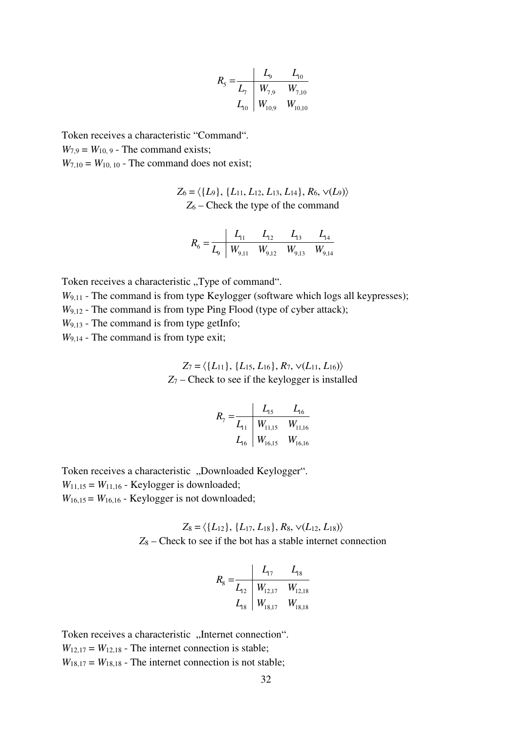$$R_5 = \begin{array}{c|cc} & L_9 & L_{10} \\ \hline L_7 & W_{7,9} & W_{7,10} \\ L_{10} & W_{10,9} & W_{10,10} \end{array}$$

Token receives a characteristic "Command".

$W_{7,9} = W_{10,9}$ - The command exists;

$W_{7,10} = W_{10,10}$ - The command does not exist;

$$Z_6 = \langle\{L_9\}, \{L_{11}, L_{12}, L_{13}, L_{14}\}, R_6, \vee(L_9)\rangle$$

$Z_6$ – Check the type of the command

$$R_6 = \begin{array}{c|cccc} & L_{11} & L_{12} & L_{13} & L_{14} \\ \hline L_9 & W_{9,11} & W_{9,12} & W_{9,13} & W_{9,14} \end{array}$$

Token receives a characteristic „Type of command".

$W_{9,11}$ - The command is from type Keylogger (software which logs all keypresses);

$W_{9,12}$ - The command is from type Ping Flood (type of cyber attack);

$W_{9,13}$ - The command is from type getInfo;

$W_{9,14}$ - The command is from type exit;

$$Z_7 = \langle\{L_{11}\}, \{L_{15}, L_{16}\}, R_7, \vee(L_{11}, L_{16})\rangle$$

$Z_7$ – Check to see if the keylogger is installed

$$R_7 = \begin{array}{c|cc} & L_{15} & L_{16} \\ \hline L_{11} & W_{11,15} & W_{11,16} \\ L_{16} & W_{16,15} & W_{16,16} \end{array}$$

Token receives a characteristic „Downloaded Keylogger".

$W_{11,15} = W_{11,16}$ - Keylogger is downloaded;

$W_{16,15} = W_{16,16}$ - Keylogger is not downloaded;

$$Z_8 = \langle\{L_{12}\}, \{L_{17}, L_{18}\}, R_8, \vee(L_{12}, L_{18})\rangle$$

$Z_8$ – Check to see if the bot has a stable internet connection

$$R_8 = \begin{array}{c|cc} & L_{17} & L_{18} \\ \hline L_{12} & W_{12,17} & W_{12,18} \\ L_{18} & W_{18,17} & W_{18,18} \end{array}$$

Token receives a characteristic „Internet connection".

$W_{12,17} = W_{12,18}$ - The internet connection is stable;

$W_{18,17} = W_{18,18}$ - The internet connection is not stable;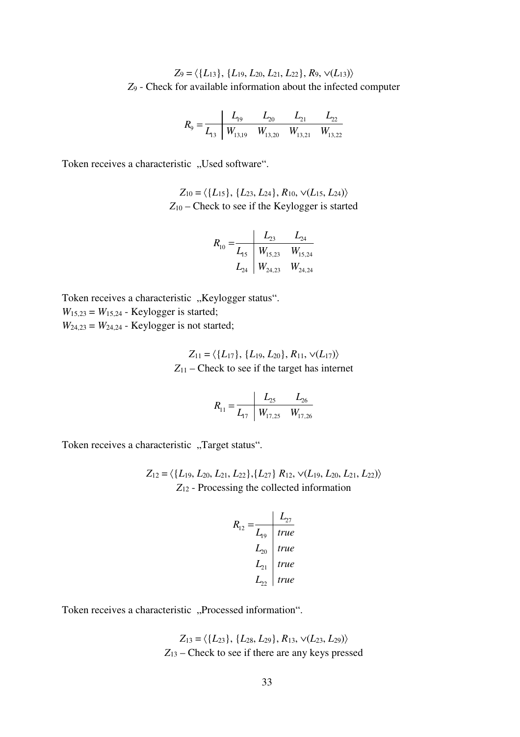$$Z_9 = \langle \{L_{13}\}, \{L_{19}, L_{20}, L_{21}, L_{22}\}, R_9, \vee(L_{13}) \rangle$$

$Z_9$ - Check for available information about the infected computer

$$R_9 = \begin{array}{c|cccc} & L_{19} & L_{20} & L_{21} & L_{22} \\ \hline L_{13} & W_{13,19} & W_{13,20} & W_{13,21} & W_{13,22} \end{array}$$

Token receives a characteristic „Used software“.

$$Z_{10} = \langle \{L_{15}\}, \{L_{23}, L_{24}\}, R_{10}, \vee(L_{15}, L_{24}) \rangle$$

$Z_{10}$ – Check to see if the Keylogger is started

$$R_{10} = \begin{array}{c|cc} & L_{23} & L_{24} \\ \hline L_{15} & W_{15,23} & W_{15,24} \\ L_{24} & W_{24,23} & W_{24,24} \end{array}$$

Token receives a characteristic „Keylogger status“.

$W_{15,23} = W_{15,24}$ - Keylogger is started;

$W_{24,23} = W_{24,24}$ - Keylogger is not started;

$$Z_{11} = \langle \{L_{17}\}, \{L_{19}, L_{20}\}, R_{11}, \vee(L_{17}) \rangle$$

$Z_{11}$ – Check to see if the target has internet

$$R_{11} = \begin{array}{c|cc} & L_{25} & L_{26} \\ \hline L_{17} & W_{17,25} & W_{17,26} \end{array}$$

Token receives a characteristic „Target status“.

$$Z_{12} = \langle \{L_{19}, L_{20}, L_{21}, L_{22}\}, \{L_{27}\}\ R_{12}, \vee(L_{19}, L_{20}, L_{21}, L_{22}) \rangle$$

$Z_{12}$ - Processing the collected information

$$R_{12} = \begin{array}{c|c} & L_{27} \\ \hline L_{19} & true \\ L_{20} & true \\ L_{21} & true \\ L_{22} & true \end{array}$$

Token receives a characteristic „Processed information“.

$$Z_{13} = \langle \{L_{23}\}, \{L_{28}, L_{29}\}, R_{13}, \vee(L_{23}, L_{29}) \rangle$$

$Z_{13}$ – Check to see if there are any keys pressed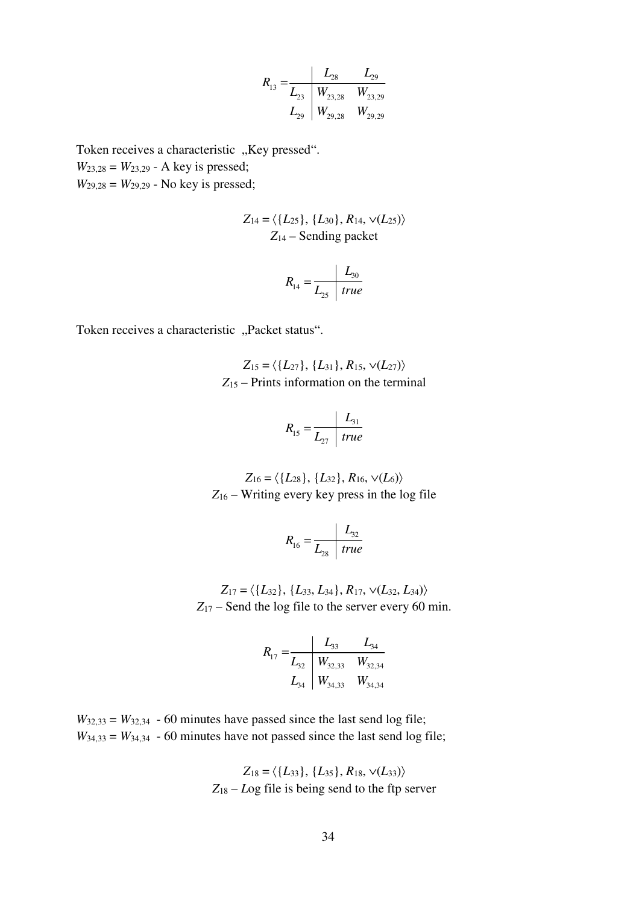$$R_{13} = \begin{array}{c|cc} & L_{28} & L_{29} \\ \hline L_{23} & W_{23,28} & W_{23,29} \\ L_{29} & W_{29,28} & W_{29,29} \end{array}$$

Token receives a characteristic „Key pressed“.

$W_{23,28} = W_{23,29}$ - A key is pressed;

$W_{29,28} = W_{29,29}$ - No key is pressed;

$$Z_{14} = \langle \{L_{25}\}, \{L_{30}\}, R_{14}, \vee(L_{25}) \rangle$$

$Z_{14}$ – Sending packet

$$R_{14} = \begin{array}{c|c} & L_{30} \\ \hline L_{25} & true \end{array}$$

Token receives a characteristic „Packet status“.

$$Z_{15} = \langle \{L_{27}\}, \{L_{31}\}, R_{15}, \vee(L_{27}) \rangle$$

$Z_{15}$ – Prints information on the terminal

$$R_{15} = \begin{array}{c|c} & L_{31} \\ \hline L_{27} & true \end{array}$$

$$Z_{16} = \langle \{L_{28}\}, \{L_{32}\}, R_{16}, \vee(L_{6}) \rangle$$

$Z_{16}$ – Writing every key press in the log file

$$R_{16} = \begin{array}{c|c} & L_{32} \\ \hline L_{28} & true \end{array}$$

$$Z_{17} = \langle \{L_{32}\}, \{L_{33}, L_{34}\}, R_{17}, \vee(L_{32}, L_{34}) \rangle$$

$Z_{17}$ – Send the log file to the server every 60 min.

$$R_{17} = \begin{array}{c|cc} & L_{33} & L_{34} \\ \hline L_{32} & W_{32,33} & W_{32,34} \\ L_{34} & W_{34,33} & W_{34,34} \end{array}$$

$W_{32,33} = W_{32,34}$ - 60 minutes have passed since the last send log file;

$W_{34,33} = W_{34,34}$ - 60 minutes have not passed since the last send log file;

$$Z_{18} = \langle \{L_{33}\}, \{L_{35}\}, R_{18}, \vee(L_{33}) \rangle$$

$Z_{18}$ – Log file is being send to the ftp server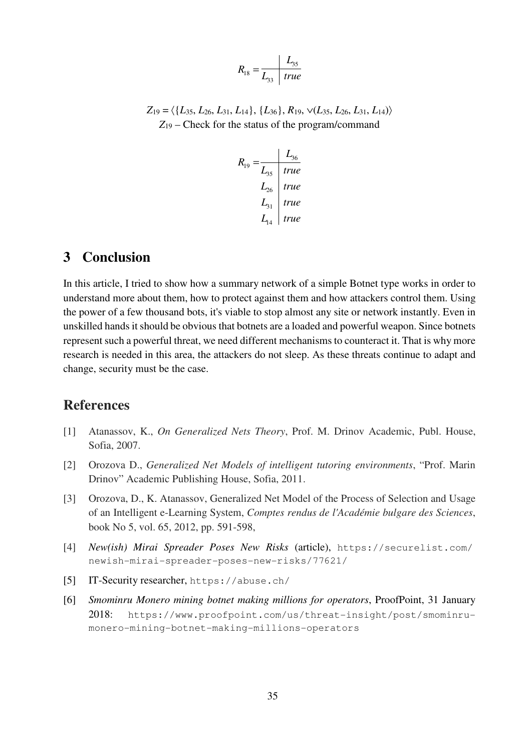$$R_{18} = \begin{array}{c|c} & L_{35} \\ \hline L_{33} & true \end{array}$$

$Z_{19} = \langle\{L_{35}, L_{26}, L_{31}, L_{14}\}, \{L_{36}\}, R_{19}, \vee(L_{35}, L_{26}, L_{31}, L_{14})\rangle$

$Z_{19}$ – Check for the status of the program/command

$$R_{19} = \begin{array}{c|c} & L_{36} \\ \hline L_{35} & true \\ L_{26} & true \\ L_{31} & true \\ L_{14} & true \end{array}$$

## 3 Conclusion

In this article, I tried to show how a summary network of a simple Botnet type works in order to understand more about them, how to protect against them and how attackers control them. Using the power of a few thousand bots, it's viable to stop almost any site or network instantly. Even in unskilled hands it should be obvious that botnets are a loaded and powerful weapon. Since botnets represent such a powerful threat, we need different mechanisms to counteract it. That is why more research is needed in this area, the attackers do not sleep. As these threats continue to adapt and change, security must be the case.

## References

[1] Atanassov, K., *On Generalized Nets Theory*, Prof. M. Drinov Academic, Publ. House, Sofia, 2007.

[2] Orozova D., *Generalized Net Models of intelligent tutoring environments*, "Prof. Marin Drinov" Academic Publishing House, Sofia, 2011.

[3] Orozova, D., K. Atanassov, Generalized Net Model of the Process of Selection and Usage of an Intelligent e-Learning System, *Comptes rendus de l'Académie bulgare des Sciences*, book No 5, vol. 65, 2012, pp. 591-598,

[4] *New(ish) Mirai Spreader Poses New Risks* (article), `https://securelist.com/newish-mirai-spreader-poses-new-risks/77621/`

[5] IT-Security researcher, `https://abuse.ch/`

[6] *Smominru Monero mining botnet making millions for operators*, ProofPoint, 31 January 2018: `https://www.proofpoint.com/us/threat-insight/post/smominru-monero-mining-botnet-making-millions-operators`